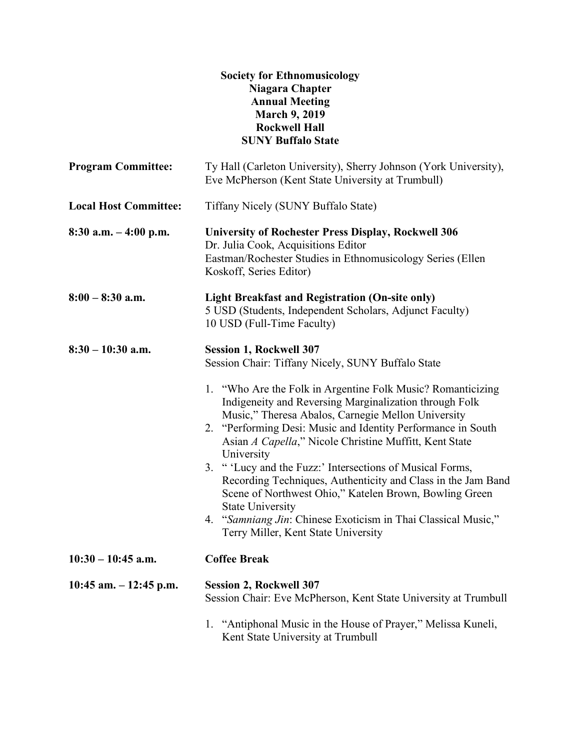**Society for Ethnomusicology**
**Niagara Chapter**
**Annual Meeting**
**March 9, 2019**
**Rockwell Hall**
**SUNY Buffalo State**

**Program Committee:** Ty Hall (Carleton University), Sherry Johnson (York University), Eve McPherson (Kent State University at Trumbull)

**Local Host Committee:** Tiffany Nicely (SUNY Buffalo State)

**8:30 a.m. – 4:00 p.m.** **University of Rochester Press Display, Rockwell 306**
Dr. Julia Cook, Acquisitions Editor
Eastman/Rochester Studies in Ethnomusicology Series (Ellen Koskoff, Series Editor)

**8:00 – 8:30 a.m.** **Light Breakfast and Registration (On-site only)**
5 USD (Students, Independent Scholars, Adjunct Faculty)
10 USD (Full-Time Faculty)

**8:30 – 10:30 a.m.** **Session 1, Rockwell 307**
Session Chair: Tiffany Nicely, SUNY Buffalo State

1. "Who Are the Folk in Argentine Folk Music? Romanticizing Indigeneity and Reversing Marginalization through Folk Music," Theresa Abalos, Carnegie Mellon University
2. "Performing Desi: Music and Identity Performance in South Asian *A Capella*," Nicole Christine Muffitt, Kent State University
3. " 'Lucy and the Fuzz:' Intersections of Musical Forms, Recording Techniques, Authenticity and Class in the Jam Band Scene of Northwest Ohio," Katelen Brown, Bowling Green State University
4. "*Samniang Jin*: Chinese Exoticism in Thai Classical Music," Terry Miller, Kent State University

**10:30 – 10:45 a.m.** **Coffee Break**

**10:45 am. – 12:45 p.m.** **Session 2, Rockwell 307**
Session Chair: Eve McPherson, Kent State University at Trumbull

1. "Antiphonal Music in the House of Prayer," Melissa Kuneli, Kent State University at Trumbull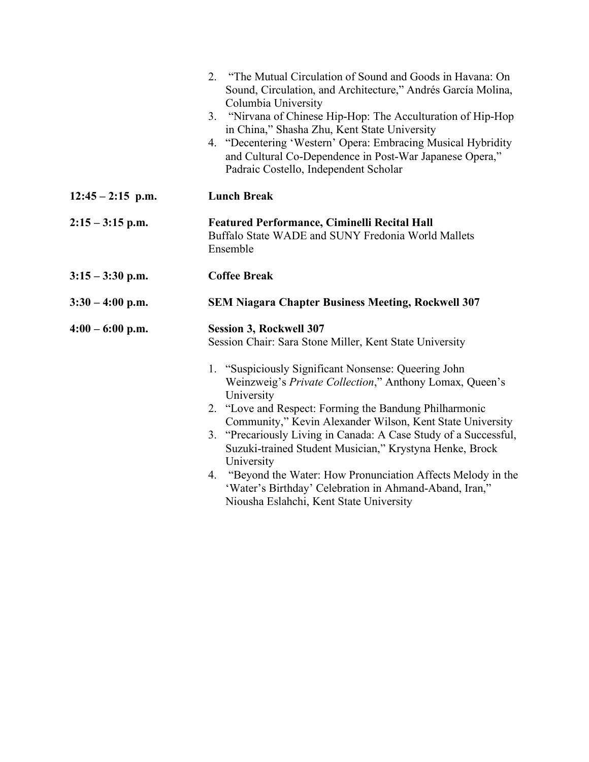2. "The Mutual Circulation of Sound and Goods in Havana: On Sound, Circulation, and Architecture," Andrés García Molina, Columbia University
3. "Nirvana of Chinese Hip-Hop: The Acculturation of Hip-Hop in China," Shasha Zhu, Kent State University
4. "Decentering 'Western' Opera: Embracing Musical Hybridity and Cultural Co-Dependence in Post-War Japanese Opera," Padraic Costello, Independent Scholar

**12:45 – 2:15 p.m.** **Lunch Break**

**2:15 – 3:15 p.m.** **Featured Performance, Ciminelli Recital Hall**
Buffalo State WADE and SUNY Fredonia World Mallets Ensemble

**3:15 – 3:30 p.m.** **Coffee Break**

**3:30 – 4:00 p.m.** **SEM Niagara Chapter Business Meeting, Rockwell 307**

**4:00 – 6:00 p.m.** **Session 3, Rockwell 307**
Session Chair: Sara Stone Miller, Kent State University

1. "Suspiciously Significant Nonsense: Queering John Weinzweig's *Private Collection*," Anthony Lomax, Queen's University
2. "Love and Respect: Forming the Bandung Philharmonic Community," Kevin Alexander Wilson, Kent State University
3. "Precariously Living in Canada: A Case Study of a Successful, Suzuki-trained Student Musician," Krystyna Henke, Brock University
4. "Beyond the Water: How Pronunciation Affects Melody in the 'Water's Birthday' Celebration in Ahmand-Aband, Iran," Niousha Eslahchi, Kent State University